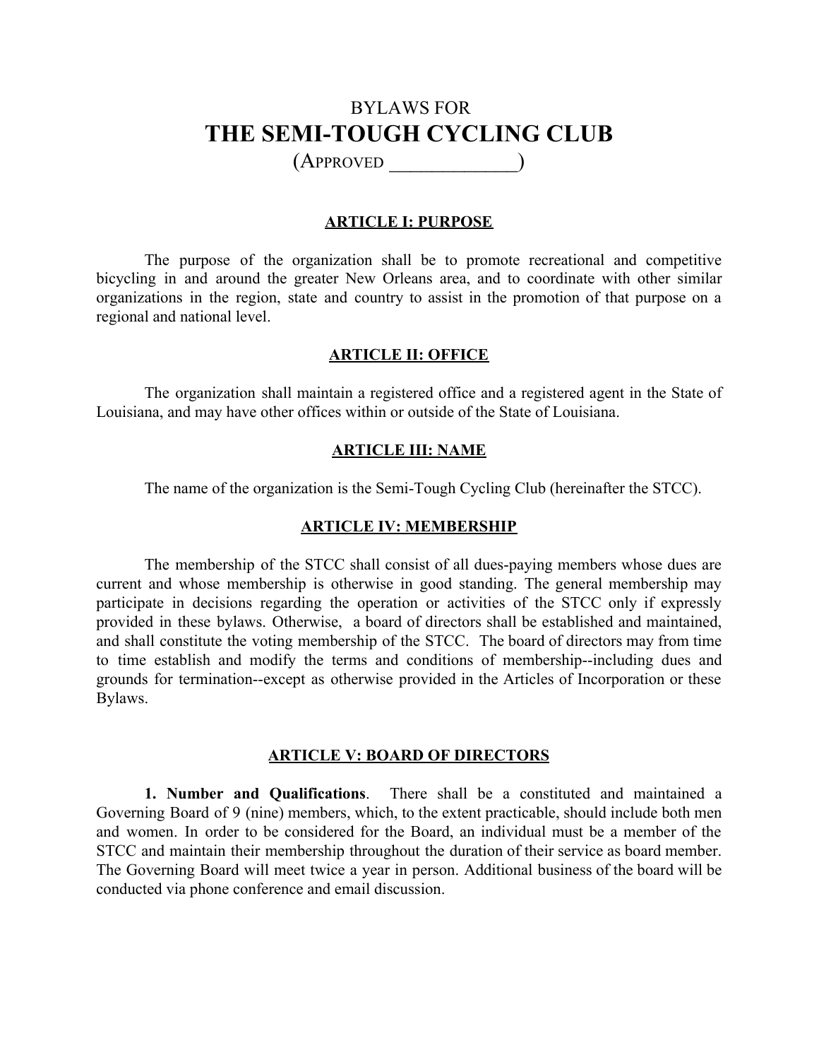# BYLAWS FOR
# THE SEMI-TOUGH CYCLING CLUB

(APPROVED _____________)

## ARTICLE I: PURPOSE

The purpose of the organization shall be to promote recreational and competitive bicycling in and around the greater New Orleans area, and to coordinate with other similar organizations in the region, state and country to assist in the promotion of that purpose on a regional and national level.

## ARTICLE II: OFFICE

The organization shall maintain a registered office and a registered agent in the State of Louisiana, and may have other offices within or outside of the State of Louisiana.

## ARTICLE III: NAME

The name of the organization is the Semi-Tough Cycling Club (hereinafter the STCC).

## ARTICLE IV: MEMBERSHIP

The membership of the STCC shall consist of all dues-paying members whose dues are current and whose membership is otherwise in good standing. The general membership may participate in decisions regarding the operation or activities of the STCC only if expressly provided in these bylaws. Otherwise, a board of directors shall be established and maintained, and shall constitute the voting membership of the STCC. The board of directors may from time to time establish and modify the terms and conditions of membership--including dues and grounds for termination--except as otherwise provided in the Articles of Incorporation or these Bylaws.

## ARTICLE V: BOARD OF DIRECTORS

**1. Number and Qualifications**. There shall be a constituted and maintained a Governing Board of 9 (nine) members, which, to the extent practicable, should include both men and women. In order to be considered for the Board, an individual must be a member of the STCC and maintain their membership throughout the duration of their service as board member. The Governing Board will meet twice a year in person. Additional business of the board will be conducted via phone conference and email discussion.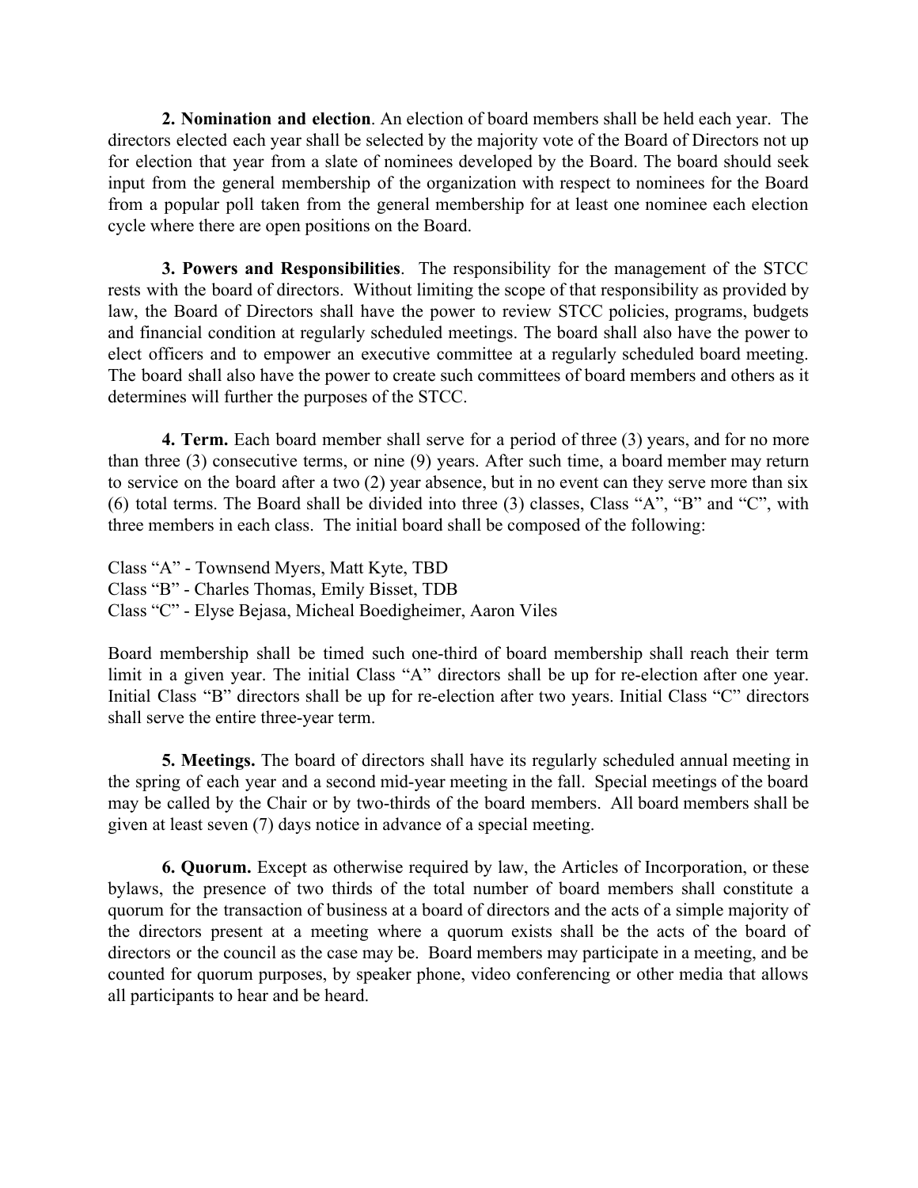**2. Nomination and election**. An election of board members shall be held each year. The directors elected each year shall be selected by the majority vote of the Board of Directors not up for election that year from a slate of nominees developed by the Board. The board should seek input from the general membership of the organization with respect to nominees for the Board from a popular poll taken from the general membership for at least one nominee each election cycle where there are open positions on the Board.

**3. Powers and Responsibilities**. The responsibility for the management of the STCC rests with the board of directors. Without limiting the scope of that responsibility as provided by law, the Board of Directors shall have the power to review STCC policies, programs, budgets and financial condition at regularly scheduled meetings. The board shall also have the power to elect officers and to empower an executive committee at a regularly scheduled board meeting. The board shall also have the power to create such committees of board members and others as it determines will further the purposes of the STCC.

**4. Term.** Each board member shall serve for a period of three (3) years, and for no more than three (3) consecutive terms, or nine (9) years. After such time, a board member may return to service on the board after a two (2) year absence, but in no event can they serve more than six (6) total terms. The Board shall be divided into three (3) classes, Class "A", "B" and "C", with three members in each class. The initial board shall be composed of the following:

Class "A" - Townsend Myers, Matt Kyte, TBD
Class "B" - Charles Thomas, Emily Bisset, TDB
Class "C" - Elyse Bejasa, Micheal Boedigheimer, Aaron Viles

Board membership shall be timed such one-third of board membership shall reach their term limit in a given year. The initial Class "A" directors shall be up for re-election after one year. Initial Class "B" directors shall be up for re-election after two years. Initial Class "C" directors shall serve the entire three-year term.

**5. Meetings.** The board of directors shall have its regularly scheduled annual meeting in the spring of each year and a second mid-year meeting in the fall. Special meetings of the board may be called by the Chair or by two-thirds of the board members. All board members shall be given at least seven (7) days notice in advance of a special meeting.

**6. Quorum.** Except as otherwise required by law, the Articles of Incorporation, or these bylaws, the presence of two thirds of the total number of board members shall constitute a quorum for the transaction of business at a board of directors and the acts of a simple majority of the directors present at a meeting where a quorum exists shall be the acts of the board of directors or the council as the case may be. Board members may participate in a meeting, and be counted for quorum purposes, by speaker phone, video conferencing or other media that allows all participants to hear and be heard.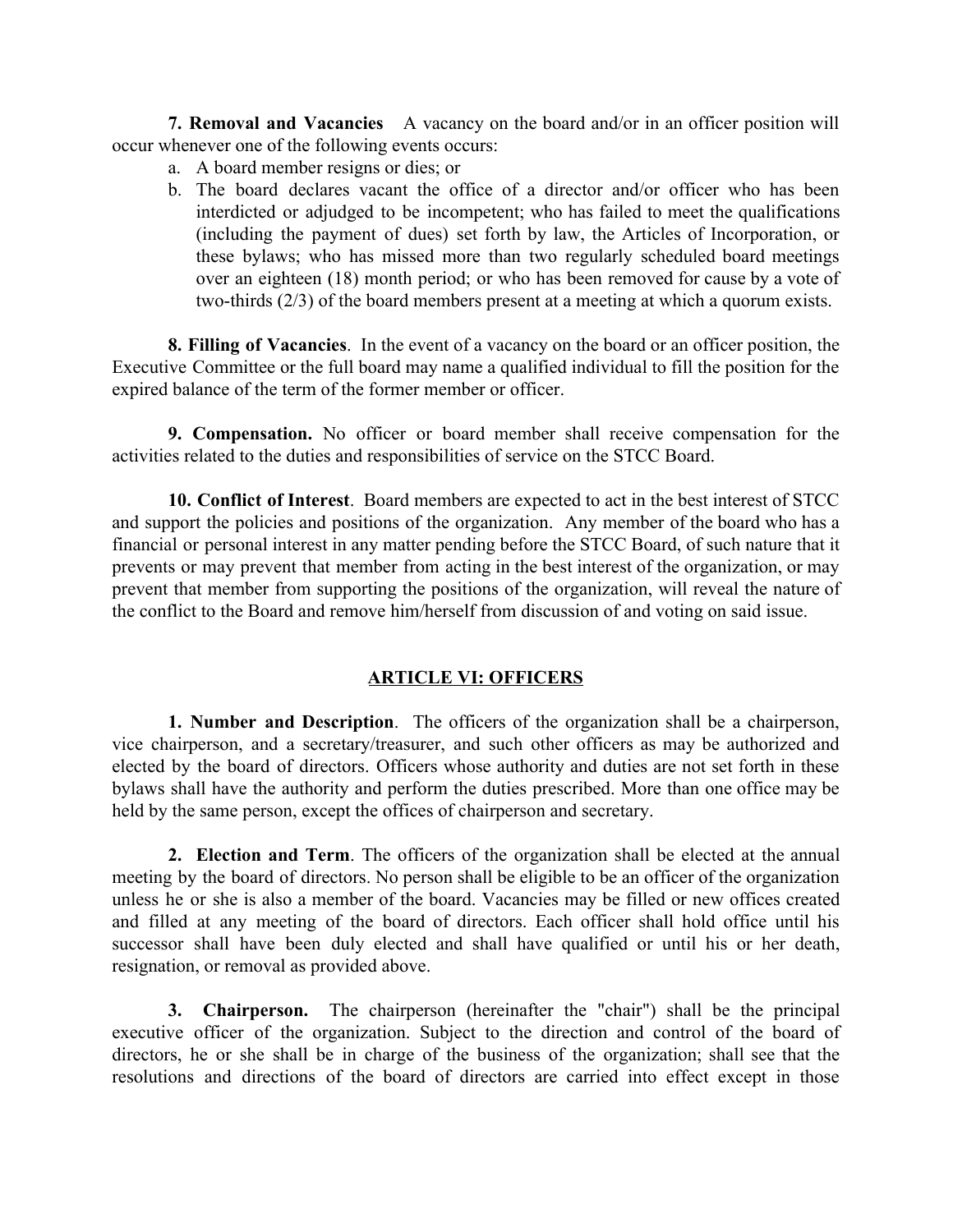**7. Removal and Vacancies** A vacancy on the board and/or in an officer position will occur whenever one of the following events occurs:

a. A board member resigns or dies; or
b. The board declares vacant the office of a director and/or officer who has been interdicted or adjudged to be incompetent; who has failed to meet the qualifications (including the payment of dues) set forth by law, the Articles of Incorporation, or these bylaws; who has missed more than two regularly scheduled board meetings over an eighteen (18) month period; or who has been removed for cause by a vote of two-thirds (2/3) of the board members present at a meeting at which a quorum exists.

**8. Filling of Vacancies**. In the event of a vacancy on the board or an officer position, the Executive Committee or the full board may name a qualified individual to fill the position for the expired balance of the term of the former member or officer.

**9. Compensation.** No officer or board member shall receive compensation for the activities related to the duties and responsibilities of service on the STCC Board.

**10. Conflict of Interest**. Board members are expected to act in the best interest of STCC and support the policies and positions of the organization. Any member of the board who has a financial or personal interest in any matter pending before the STCC Board, of such nature that it prevents or may prevent that member from acting in the best interest of the organization, or may prevent that member from supporting the positions of the organization, will reveal the nature of the conflict to the Board and remove him/herself from discussion of and voting on said issue.

## ARTICLE VI: OFFICERS

**1. Number and Description**. The officers of the organization shall be a chairperson, vice chairperson, and a secretary/treasurer, and such other officers as may be authorized and elected by the board of directors. Officers whose authority and duties are not set forth in these bylaws shall have the authority and perform the duties prescribed. More than one office may be held by the same person, except the offices of chairperson and secretary.

**2. Election and Term**. The officers of the organization shall be elected at the annual meeting by the board of directors. No person shall be eligible to be an officer of the organization unless he or she is also a member of the board. Vacancies may be filled or new offices created and filled at any meeting of the board of directors. Each officer shall hold office until his successor shall have been duly elected and shall have qualified or until his or her death, resignation, or removal as provided above.

**3. Chairperson.** The chairperson (hereinafter the "chair") shall be the principal executive officer of the organization. Subject to the direction and control of the board of directors, he or she shall be in charge of the business of the organization; shall see that the resolutions and directions of the board of directors are carried into effect except in those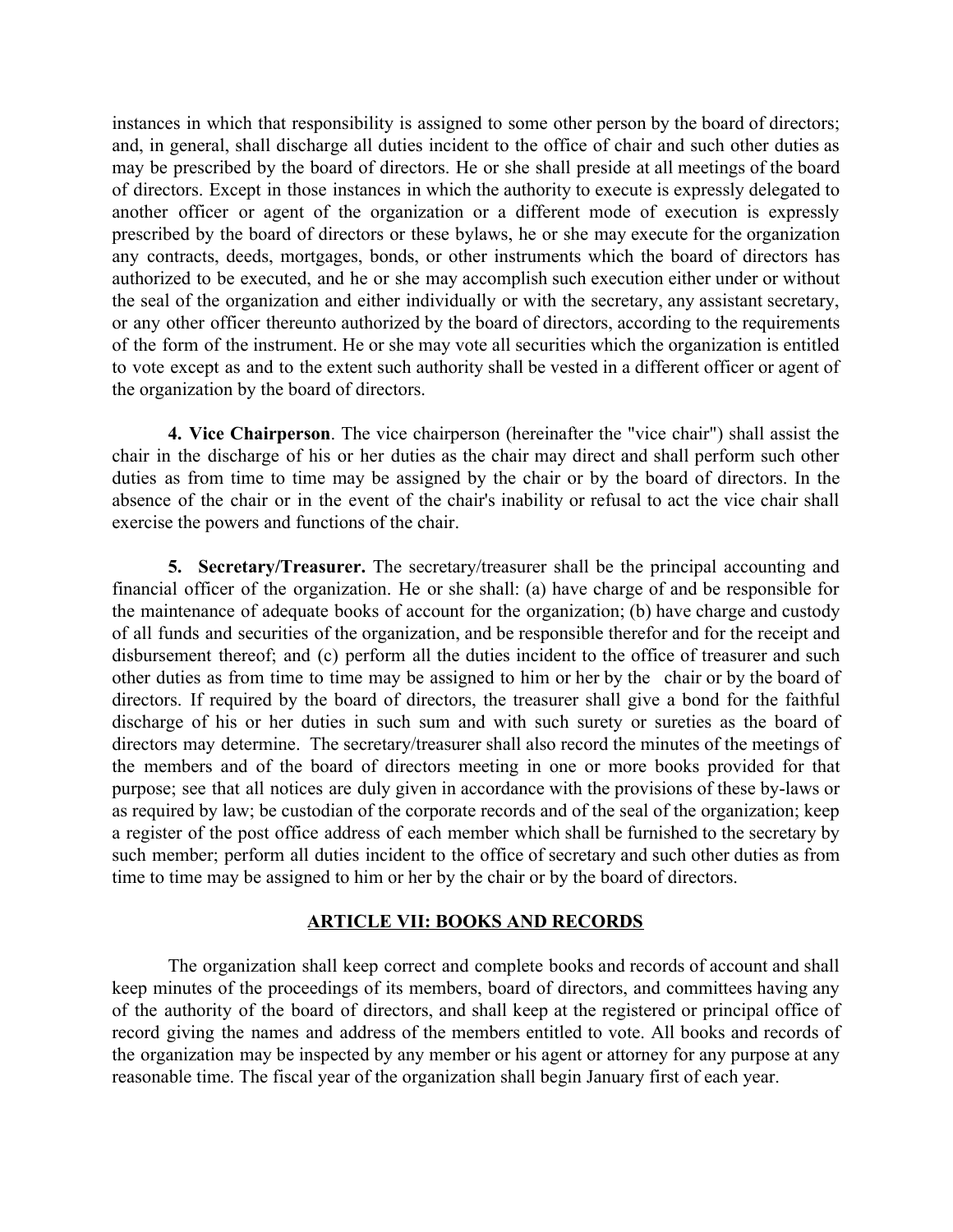instances in which that responsibility is assigned to some other person by the board of directors; and, in general, shall discharge all duties incident to the office of chair and such other duties as may be prescribed by the board of directors. He or she shall preside at all meetings of the board of directors. Except in those instances in which the authority to execute is expressly delegated to another officer or agent of the organization or a different mode of execution is expressly prescribed by the board of directors or these bylaws, he or she may execute for the organization any contracts, deeds, mortgages, bonds, or other instruments which the board of directors has authorized to be executed, and he or she may accomplish such execution either under or without the seal of the organization and either individually or with the secretary, any assistant secretary, or any other officer thereunto authorized by the board of directors, according to the requirements of the form of the instrument. He or she may vote all securities which the organization is entitled to vote except as and to the extent such authority shall be vested in a different officer or agent of the organization by the board of directors.

**4. Vice Chairperson**. The vice chairperson (hereinafter the "vice chair") shall assist the chair in the discharge of his or her duties as the chair may direct and shall perform such other duties as from time to time may be assigned by the chair or by the board of directors. In the absence of the chair or in the event of the chair's inability or refusal to act the vice chair shall exercise the powers and functions of the chair.

**5. Secretary/Treasurer.** The secretary/treasurer shall be the principal accounting and financial officer of the organization. He or she shall: (a) have charge of and be responsible for the maintenance of adequate books of account for the organization; (b) have charge and custody of all funds and securities of the organization, and be responsible therefor and for the receipt and disbursement thereof; and (c) perform all the duties incident to the office of treasurer and such other duties as from time to time may be assigned to him or her by the chair or by the board of directors. If required by the board of directors, the treasurer shall give a bond for the faithful discharge of his or her duties in such sum and with such surety or sureties as the board of directors may determine. The secretary/treasurer shall also record the minutes of the meetings of the members and of the board of directors meeting in one or more books provided for that purpose; see that all notices are duly given in accordance with the provisions of these by-laws or as required by law; be custodian of the corporate records and of the seal of the organization; keep a register of the post office address of each member which shall be furnished to the secretary by such member; perform all duties incident to the office of secretary and such other duties as from time to time may be assigned to him or her by the chair or by the board of directors.

## ARTICLE VII: BOOKS AND RECORDS

The organization shall keep correct and complete books and records of account and shall keep minutes of the proceedings of its members, board of directors, and committees having any of the authority of the board of directors, and shall keep at the registered or principal office of record giving the names and address of the members entitled to vote. All books and records of the organization may be inspected by any member or his agent or attorney for any purpose at any reasonable time. The fiscal year of the organization shall begin January first of each year.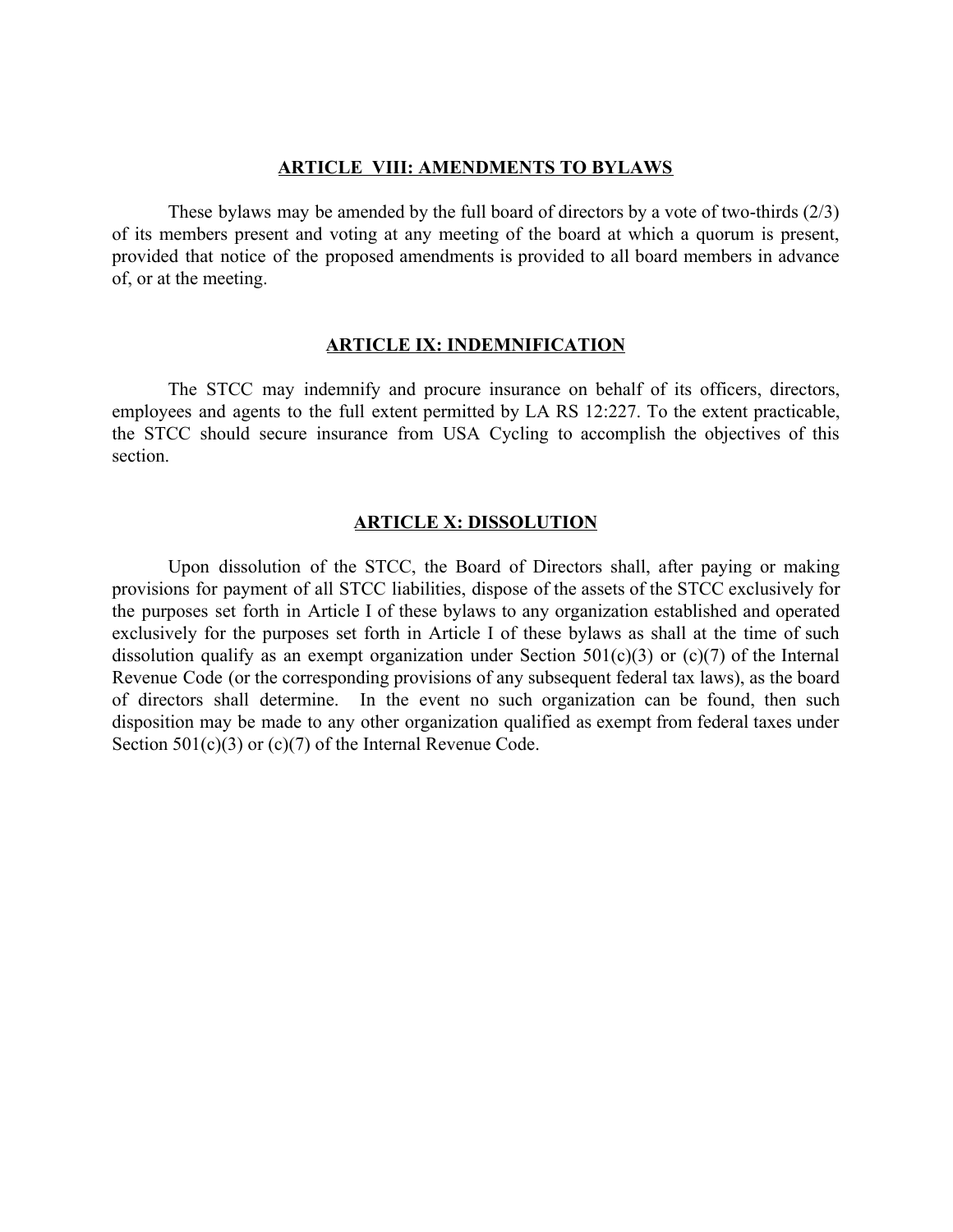## ARTICLE VIII: AMENDMENTS TO BYLAWS

These bylaws may be amended by the full board of directors by a vote of two-thirds (2/3) of its members present and voting at any meeting of the board at which a quorum is present, provided that notice of the proposed amendments is provided to all board members in advance of, or at the meeting.

## ARTICLE IX: INDEMNIFICATION

The STCC may indemnify and procure insurance on behalf of its officers, directors, employees and agents to the full extent permitted by LA RS 12:227. To the extent practicable, the STCC should secure insurance from USA Cycling to accomplish the objectives of this section.

## ARTICLE X: DISSOLUTION

Upon dissolution of the STCC, the Board of Directors shall, after paying or making provisions for payment of all STCC liabilities, dispose of the assets of the STCC exclusively for the purposes set forth in Article I of these bylaws to any organization established and operated exclusively for the purposes set forth in Article I of these bylaws as shall at the time of such dissolution qualify as an exempt organization under Section 501(c)(3) or (c)(7) of the Internal Revenue Code (or the corresponding provisions of any subsequent federal tax laws), as the board of directors shall determine. In the event no such organization can be found, then such disposition may be made to any other organization qualified as exempt from federal taxes under Section 501(c)(3) or (c)(7) of the Internal Revenue Code.